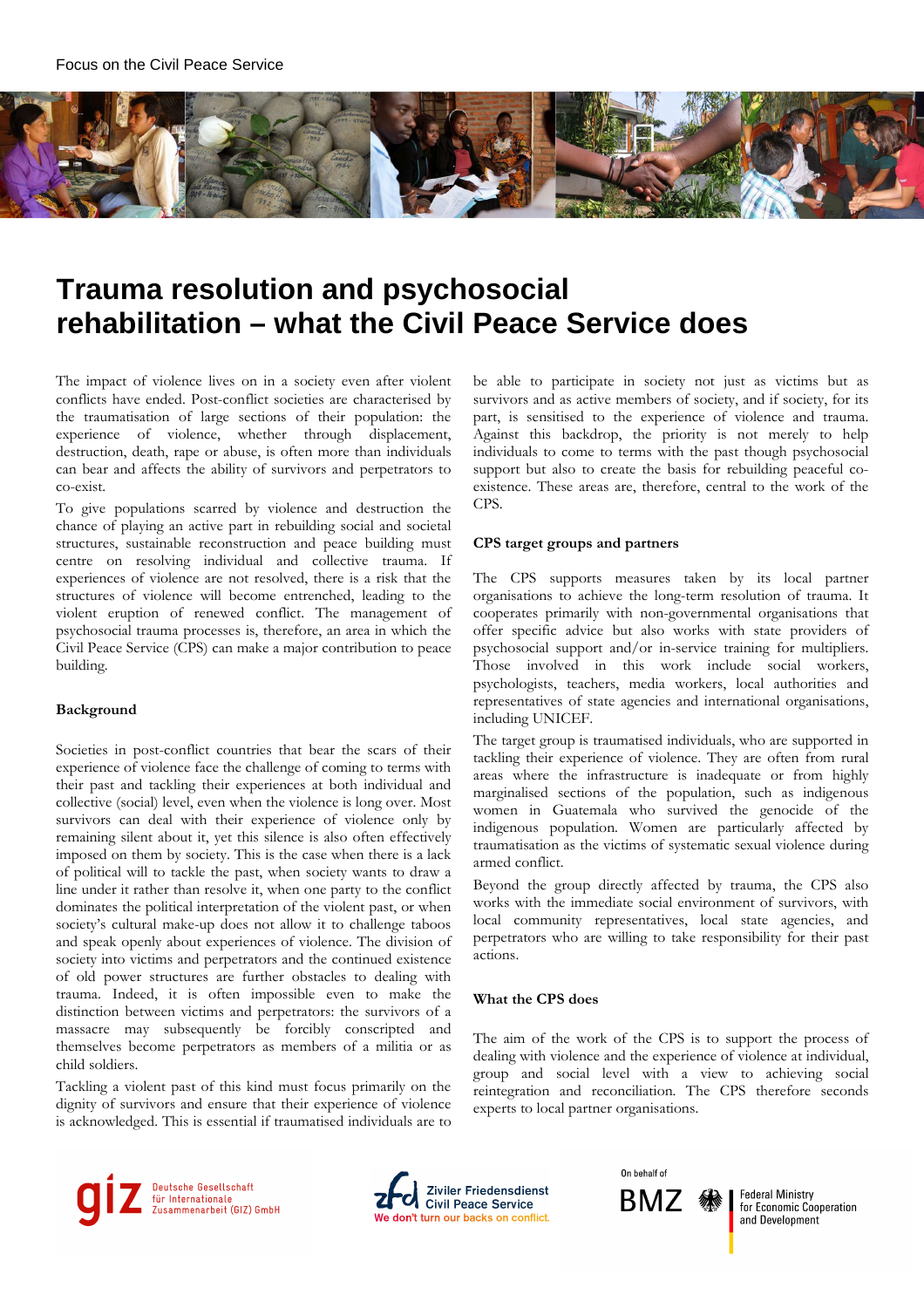# Trauma resolution and psychosocial rehabilitation – what the Civil Peace Service does

The impact of violence lives on in a society even after violent conflicts have ended. Post-conflict societies are characterised by the traumatisation of large sections of their population: the experience of violence, whether through displacement, destruction, death, rape or abuse, is often more than individuals can bear and affects the ability of survivors and perpetrators to co-exist.

To give populations scarred by violence and destruction the chance of playing an active part in rebuilding social and societal structures, sustainable reconstruction and peace building must centre on resolving individual and collective trauma. If experiences of violence are not resolved, there is a risk that the structures of violence will become entrenched, leading to the violent eruption of renewed conflict. The management of psychosocial trauma processes is, therefore, an area in which the Civil Peace Service (CPS) can make a major contribution to peace building.

## Background

Societies in post-conflict countries that bear the scars of their experience of violence face the challenge of coming to terms with their past and tackling their experiences at both individual and collective (social) level, even when the violence is long over. Most survivors can deal with their experience of violence only by remaining silent about it, yet this silence is also often effectively imposed on them by society. This is the case when there is a lack of political will to tackle the past, when society wants to draw a line under it rather than resolve it, when one party to the conflict dominates the political interpretation of the violent past, or when society's cultural make-up does not allow it to challenge taboos and speak openly about experiences of violence. The division of society into victims and perpetrators and the continued existence of old power structures are further obstacles to dealing with trauma. Indeed, it is often impossible even to make the distinction between victims and perpetrators: the survivors of a massacre may subsequently be forcibly conscripted and themselves become perpetrators as members of a militia or as child soldiers.

Tackling a violent past of this kind must focus primarily on the dignity of survivors and ensure that their experience of violence is acknowledged. This is essential if traumatised individuals are to be able to participate in society not just as victims but as survivors and as active members of society, and if society, for its part, is sensitised to the experience of violence and trauma. Against this backdrop, the priority is not merely to help individuals to come to terms with the past though psychosocial support but also to create the basis for rebuilding peaceful co-existence. These areas are, therefore, central to the work of the CPS.

## CPS target groups and partners

The CPS supports measures taken by its local partner organisations to achieve the long-term resolution of trauma. It cooperates primarily with non-governmental organisations that offer specific advice but also works with state providers of psychosocial support and/or in-service training for multipliers. Those involved in this work include social workers, psychologists, teachers, media workers, local authorities and representatives of state agencies and international organisations, including UNICEF.

The target group is traumatised individuals, who are supported in tackling their experience of violence. They are often from rural areas where the infrastructure is inadequate or from highly marginalised sections of the population, such as indigenous women in Guatemala who survived the genocide of the indigenous population. Women are particularly affected by traumatisation as the victims of systematic sexual violence during armed conflict.

Beyond the group directly affected by trauma, the CPS also works with the immediate social environment of survivors, with local community representatives, local state agencies, and perpetrators who are willing to take responsibility for their past actions.

## What the CPS does

The aim of the work of the CPS is to support the process of dealing with violence and the experience of violence at individual, group and social level with a view to achieving social reintegration and reconciliation. The CPS therefore seconds experts to local partner organisations.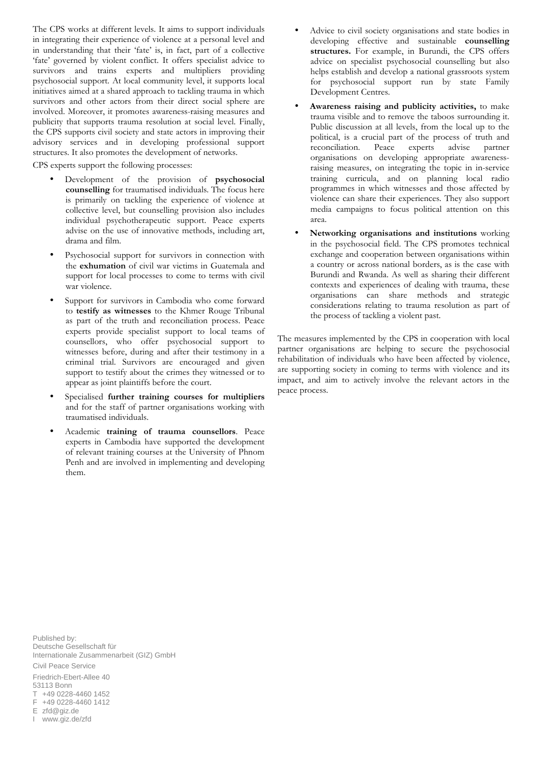The CPS works at different levels. It aims to support individuals in integrating their experience of violence at a personal level and in understanding that their 'fate' is, in fact, part of a collective 'fate' governed by violent conflict. It offers specialist advice to survivors and trains experts and multipliers providing psychosocial support. At local community level, it supports local initiatives aimed at a shared approach to tackling trauma in which survivors and other actors from their direct social sphere are involved. Moreover, it promotes awareness-raising measures and publicity that supports trauma resolution at social level. Finally, the CPS supports civil society and state actors in improving their advisory services and in developing professional support structures. It also promotes the development of networks.

CPS experts support the following processes:

- Development of the provision of **psychosocial counselling** for traumatised individuals. The focus here is primarily on tackling the experience of violence at collective level, but counselling provision also includes individual psychotherapeutic support. Peace experts advise on the use of innovative methods, including art, drama and film.
- Psychosocial support for survivors in connection with the **exhumation** of civil war victims in Guatemala and support for local processes to come to terms with civil war violence.
- Support for survivors in Cambodia who come forward to **testify as witnesses** to the Khmer Rouge Tribunal as part of the truth and reconciliation process. Peace experts provide specialist support to local teams of counsellors, who offer psychosocial support to witnesses before, during and after their testimony in a criminal trial. Survivors are encouraged and given support to testify about the crimes they witnessed or to appear as joint plaintiffs before the court.
- Specialised **further training courses for multipliers** and for the staff of partner organisations working with traumatised individuals.
- Academic **training of trauma counsellors**. Peace experts in Cambodia have supported the development of relevant training courses at the University of Phnom Penh and are involved in implementing and developing them.
- Advice to civil society organisations and state bodies in developing effective and sustainable **counselling structures.** For example, in Burundi, the CPS offers advice on specialist psychosocial counselling but also helps establish and develop a national grassroots system for psychosocial support run by state Family Development Centres.
- **Awareness raising and publicity activities,** to make trauma visible and to remove the taboos surrounding it. Public discussion at all levels, from the local up to the political, is a crucial part of the process of truth and reconciliation. Peace experts advise partner organisations on developing appropriate awareness-raising measures, on integrating the topic in in-service training curricula, and on planning local radio programmes in which witnesses and those affected by violence can share their experiences. They also support media campaigns to focus political attention on this area.
- **Networking organisations and institutions** working in the psychosocial field. The CPS promotes technical exchange and cooperation between organisations within a country or across national borders, as is the case with Burundi and Rwanda. As well as sharing their different contexts and experiences of dealing with trauma, these organisations can share methods and strategic considerations relating to trauma resolution as part of the process of tackling a violent past.

The measures implemented by the CPS in cooperation with local partner organisations are helping to secure the psychosocial rehabilitation of individuals who have been affected by violence, are supporting society in coming to terms with violence and its impact, and aim to actively involve the relevant actors in the peace process.

Published by:
Deutsche Gesellschaft für
Internationale Zusammenarbeit (GIZ) GmbH

Civil Peace Service

Friedrich-Ebert-Allee 40
53113 Bonn
T +49 0228-4460 1452
F +49 0228-4460 1412
E zfd@giz.de
I www.giz.de/zfd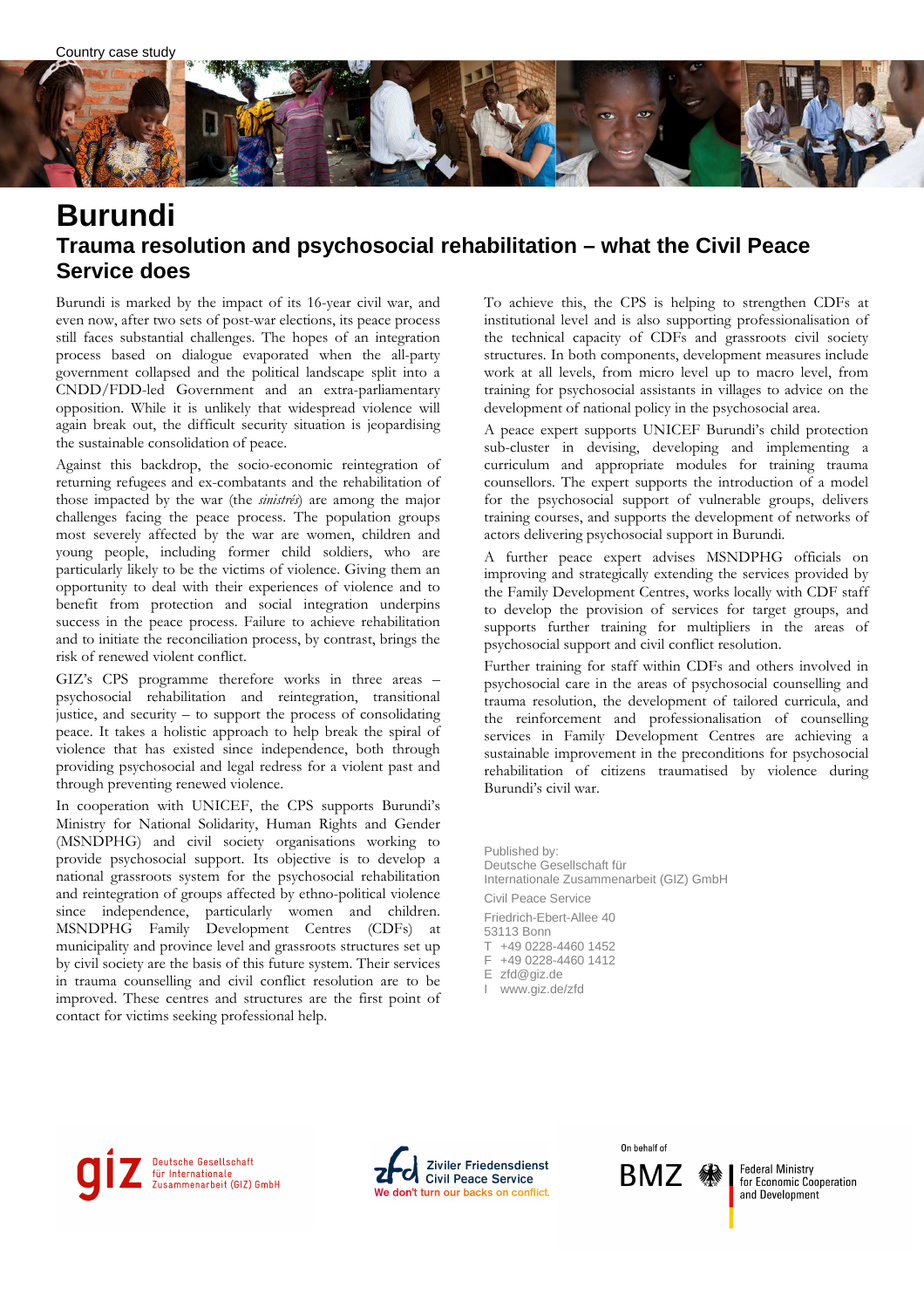Country case study

# Burundi

## Trauma resolution and psychosocial rehabilitation – what the Civil Peace Service does

Burundi is marked by the impact of its 16-year civil war, and even now, after two sets of post-war elections, its peace process still faces substantial challenges. The hopes of an integration process based on dialogue evaporated when the all-party government collapsed and the political landscape split into a CNDD/FDD-led Government and an extra-parliamentary opposition. While it is unlikely that widespread violence will again break out, the difficult security situation is jeopardising the sustainable consolidation of peace.

Against this backdrop, the socio-economic reintegration of returning refugees and ex-combatants and the rehabilitation of those impacted by the war (the *sinistrés*) are among the major challenges facing the peace process. The population groups most severely affected by the war are women, children and young people, including former child soldiers, who are particularly likely to be the victims of violence. Giving them an opportunity to deal with their experiences of violence and to benefit from protection and social integration underpins success in the peace process. Failure to achieve rehabilitation and to initiate the reconciliation process, by contrast, brings the risk of renewed violent conflict.

GIZ's CPS programme therefore works in three areas – psychosocial rehabilitation and reintegration, transitional justice, and security – to support the process of consolidating peace. It takes a holistic approach to help break the spiral of violence that has existed since independence, both through providing psychosocial and legal redress for a violent past and through preventing renewed violence.

In cooperation with UNICEF, the CPS supports Burundi's Ministry for National Solidarity, Human Rights and Gender (MSNDPHG) and civil society organisations working to provide psychosocial support. Its objective is to develop a national grassroots system for the psychosocial rehabilitation and reintegration of groups affected by ethno-political violence since independence, particularly women and children. MSNDPHG Family Development Centres (CDFs) at municipality and province level and grassroots structures set up by civil society are the basis of this future system. Their services in trauma counselling and civil conflict resolution are to be improved. These centres and structures are the first point of contact for victims seeking professional help.

To achieve this, the CPS is helping to strengthen CDFs at institutional level and is also supporting professionalisation of the technical capacity of CDFs and grassroots civil society structures. In both components, development measures include work at all levels, from micro level up to macro level, from training for psychosocial assistants in villages to advice on the development of national policy in the psychosocial area.

A peace expert supports UNICEF Burundi's child protection sub-cluster in devising, developing and implementing a curriculum and appropriate modules for training trauma counsellors. The expert supports the introduction of a model for the psychosocial support of vulnerable groups, delivers training courses, and supports the development of networks of actors delivering psychosocial support in Burundi.

A further peace expert advises MSNDPHG officials on improving and strategically extending the services provided by the Family Development Centres, works locally with CDF staff to develop the provision of services for target groups, and supports further training for multipliers in the areas of psychosocial support and civil conflict resolution.

Further training for staff within CDFs and others involved in psychosocial care in the areas of psychosocial counselling and trauma resolution, the development of tailored curricula, and the reinforcement and professionalisation of counselling services in Family Development Centres are achieving a sustainable improvement in the preconditions for psychosocial rehabilitation of citizens traumatised by violence during Burundi's civil war.

Published by:
Deutsche Gesellschaft für
Internationale Zusammenarbeit (GIZ) GmbH

Civil Peace Service

Friedrich-Ebert-Allee 40
53113 Bonn
T +49 0228-4460 1452
F +49 0228-4460 1412
E zfd@giz.de
I www.giz.de/zfd

giz Deutsche Gesellschaft für Internationale Zusammenarbeit (GIZ) GmbH

zfd Ziviler Friedensdienst Civil Peace Service
We don't turn our backs on conflict.

On behalf of
BMZ Federal Ministry for Economic Cooperation and Development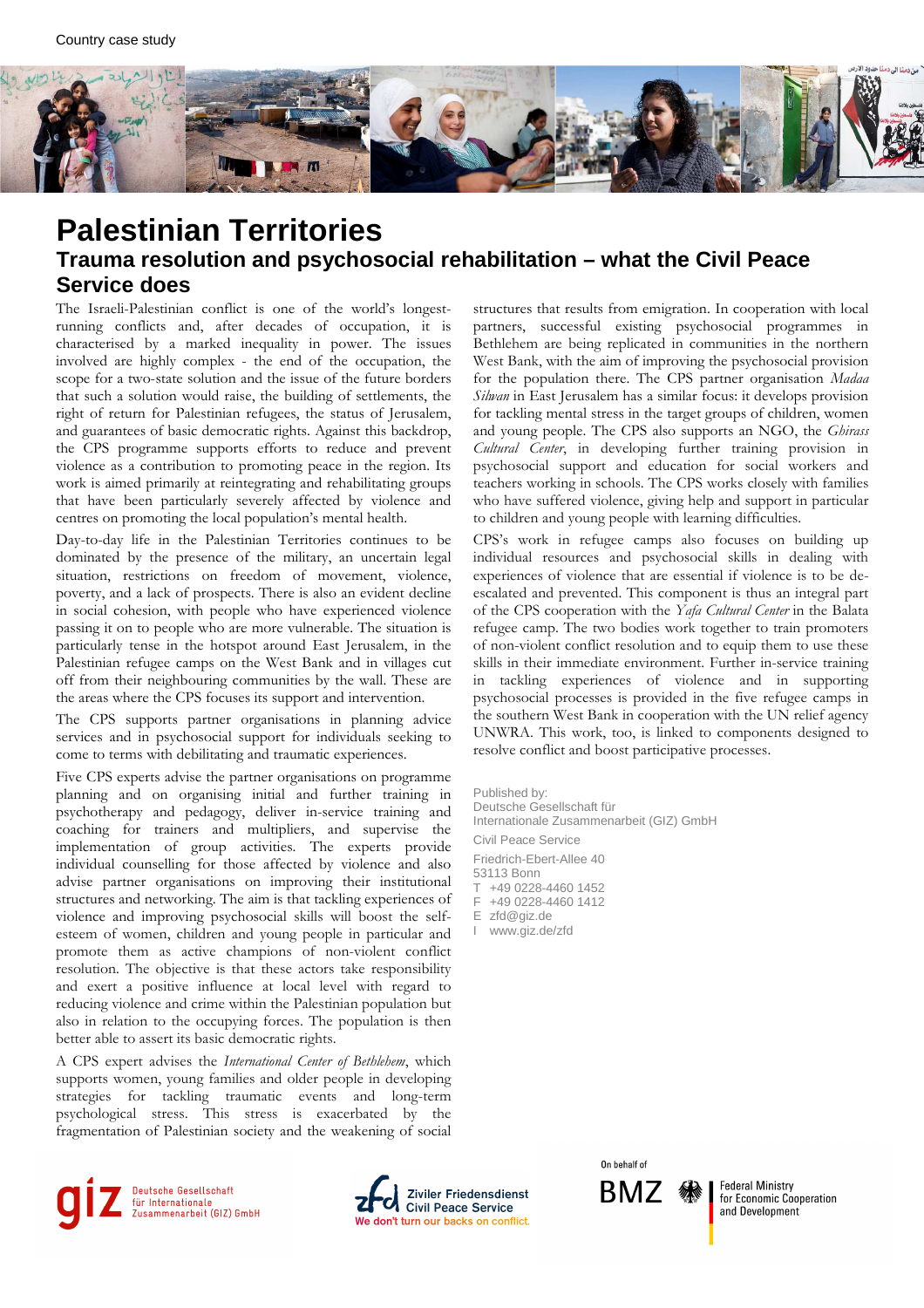Country case study

# Palestinian Territories

## Trauma resolution and psychosocial rehabilitation – what the Civil Peace Service does

The Israeli-Palestinian conflict is one of the world's longest-running conflicts and, after decades of occupation, it is characterised by a marked inequality in power. The issues involved are highly complex - the end of the occupation, the scope for a two-state solution and the issue of the future borders that such a solution would raise, the building of settlements, the right of return for Palestinian refugees, the status of Jerusalem, and guarantees of basic democratic rights. Against this backdrop, the CPS programme supports efforts to reduce and prevent violence as a contribution to promoting peace in the region. Its work is aimed primarily at reintegrating and rehabilitating groups that have been particularly severely affected by violence and centres on promoting the local population's mental health.

Day-to-day life in the Palestinian Territories continues to be dominated by the presence of the military, an uncertain legal situation, restrictions on freedom of movement, violence, poverty, and a lack of prospects. There is also an evident decline in social cohesion, with people who have experienced violence passing it on to people who are more vulnerable. The situation is particularly tense in the hotspot around East Jerusalem, in the Palestinian refugee camps on the West Bank and in villages cut off from their neighbouring communities by the wall. These are the areas where the CPS focuses its support and intervention.

The CPS supports partner organisations in planning advice services and in psychosocial support for individuals seeking to come to terms with debilitating and traumatic experiences.

Five CPS experts advise the partner organisations on programme planning and on organising initial and further training in psychotherapy and pedagogy, deliver in-service training and coaching for trainers and multipliers, and supervise the implementation of group activities. The experts provide individual counselling for those affected by violence and also advise partner organisations on improving their institutional structures and networking. The aim is that tackling experiences of violence and improving psychosocial skills will boost the self-esteem of women, children and young people in particular and promote them as active champions of non-violent conflict resolution. The objective is that these actors take responsibility and exert a positive influence at local level with regard to reducing violence and crime within the Palestinian population but also in relation to the occupying forces. The population is then better able to assert its basic democratic rights.

A CPS expert advises the *International Center of Bethlehem*, which supports women, young families and older people in developing strategies for tackling traumatic events and long-term psychological stress. This stress is exacerbated by the fragmentation of Palestinian society and the weakening of social structures that results from emigration. In cooperation with local partners, successful existing psychosocial programmes in Bethlehem are being replicated in communities in the northern West Bank, with the aim of improving the psychosocial provision for the population there. The CPS partner organisation *Madaa Silwan* in East Jerusalem has a similar focus: it develops provision for tackling mental stress in the target groups of children, women and young people. The CPS also supports an NGO, the *Ghirass Cultural Center*, in developing further training provision in psychosocial support and education for social workers and teachers working in schools. The CPS works closely with families who have suffered violence, giving help and support in particular to children and young people with learning difficulties.

CPS's work in refugee camps also focuses on building up individual resources and psychosocial skills in dealing with experiences of violence that are essential if violence is to be de-escalated and prevented. This component is thus an integral part of the CPS cooperation with the *Yafa Cultural Center* in the Balata refugee camp. The two bodies work together to train promoters of non-violent conflict resolution and to equip them to use these skills in their immediate environment. Further in-service training in tackling experiences of violence and in supporting psychosocial processes is provided in the five refugee camps in the southern West Bank in cooperation with the UN relief agency UNWRA. This work, too, is linked to components designed to resolve conflict and boost participative processes.

Published by:
Deutsche Gesellschaft für
Internationale Zusammenarbeit (GIZ) GmbH

Civil Peace Service

Friedrich-Ebert-Allee 40
53113 Bonn
T +49 0228-4460 1452
F +49 0228-4460 1412
E zfd@giz.de
I www.giz.de/zfd

giz Deutsche Gesellschaft für Internationale Zusammenarbeit (GIZ) GmbH

Ziviler Friedensdienst Civil Peace Service
We don't turn our backs on conflict.

On behalf of
BMZ Federal Ministry for Economic Cooperation and Development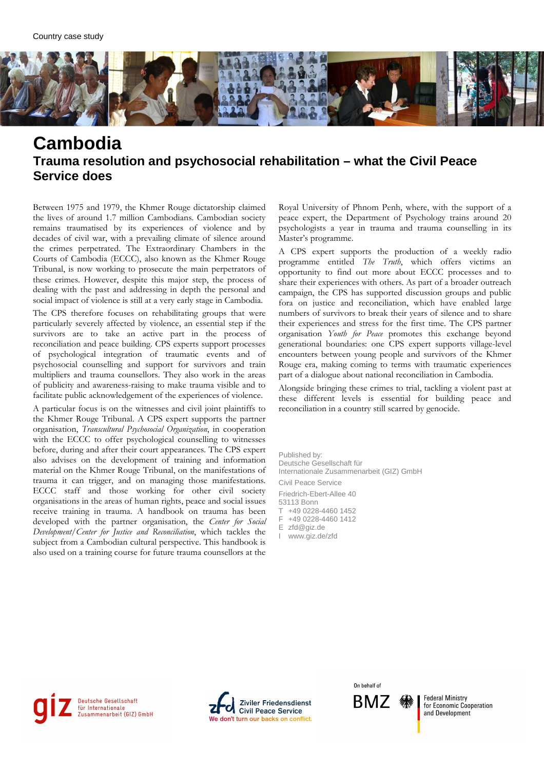Country case study

# Cambodia

## Trauma resolution and psychosocial rehabilitation – what the Civil Peace Service does

Between 1975 and 1979, the Khmer Rouge dictatorship claimed the lives of around 1.7 million Cambodians. Cambodian society remains traumatised by its experiences of violence and by decades of civil war, with a prevailing climate of silence around the crimes perpetrated. The Extraordinary Chambers in the Courts of Cambodia (ECCC), also known as the Khmer Rouge Tribunal, is now working to prosecute the main perpetrators of these crimes. However, despite this major step, the process of dealing with the past and addressing in depth the personal and social impact of violence is still at a very early stage in Cambodia.

The CPS therefore focuses on rehabilitating groups that were particularly severely affected by violence, an essential step if the survivors are to take an active part in the process of reconciliation and peace building. CPS experts support processes of psychological integration of traumatic events and of psychosocial counselling and support for survivors and train multipliers and trauma counsellors. They also work in the areas of publicity and awareness-raising to make trauma visible and to facilitate public acknowledgement of the experiences of violence.

A particular focus is on the witnesses and civil joint plaintiffs to the Khmer Rouge Tribunal. A CPS expert supports the partner organisation, *Transcultural Psychosocial Organization*, in cooperation with the ECCC to offer psychological counselling to witnesses before, during and after their court appearances. The CPS expert also advises on the development of training and information material on the Khmer Rouge Tribunal, on the manifestations of trauma it can trigger, and on managing those manifestations. ECCC staff and those working for other civil society organisations in the areas of human rights, peace and social issues receive training in trauma. A handbook on trauma has been developed with the partner organisation, the *Center for Social Development/Center for Justice and Reconciliation*, which tackles the subject from a Cambodian cultural perspective. This handbook is also used on a training course for future trauma counsellors at the Royal University of Phnom Penh, where, with the support of a peace expert, the Department of Psychology trains around 20 psychologists a year in trauma and trauma counselling in its Master's programme.

A CPS expert supports the production of a weekly radio programme entitled *The Truth*, which offers victims an opportunity to find out more about ECCC processes and to share their experiences with others. As part of a broader outreach campaign, the CPS has supported discussion groups and public fora on justice and reconciliation, which have enabled large numbers of survivors to break their years of silence and to share their experiences and stress for the first time. The CPS partner organisation *Youth for Peace* promotes this exchange beyond generational boundaries: one CPS expert supports village-level encounters between young people and survivors of the Khmer Rouge era, making coming to terms with traumatic experiences part of a dialogue about national reconciliation in Cambodia.

Alongside bringing these crimes to trial, tackling a violent past at these different levels is essential for building peace and reconciliation in a country still scarred by genocide.

Published by:
Deutsche Gesellschaft für
Internationale Zusammenarbeit (GIZ) GmbH

Civil Peace Service

Friedrich-Ebert-Allee 40
53113 Bonn
T +49 0228-4460 1452
F +49 0228-4460 1412
E zfd@giz.de
I www.giz.de/zfd

giz Deutsche Gesellschaft für Internationale Zusammenarbeit (GIZ) GmbH

zfd Ziviler Friedensdienst Civil Peace Service
We don't turn our backs on conflict.

On behalf of
BMZ Federal Ministry for Economic Cooperation and Development